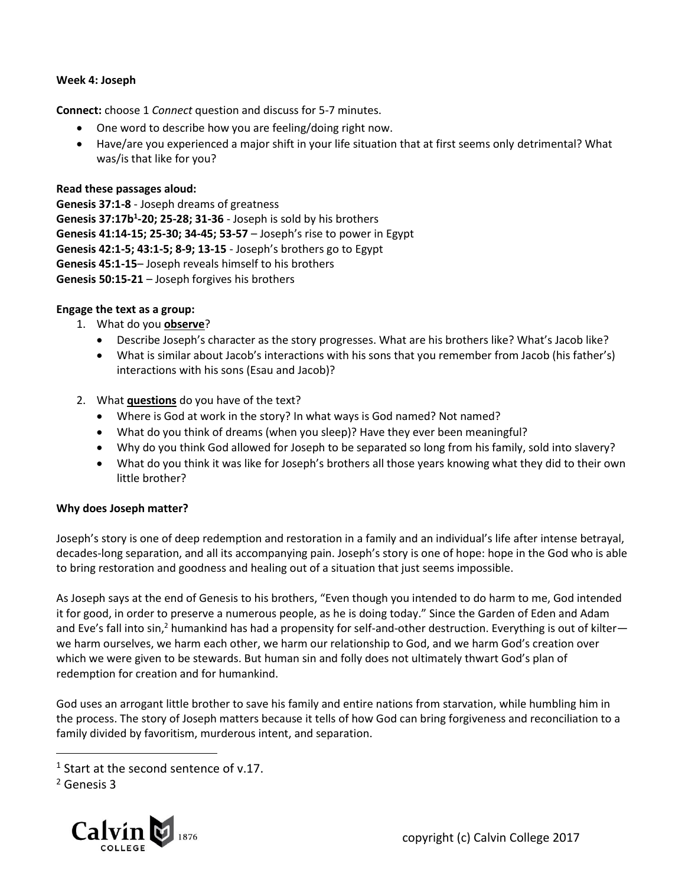**Week 4: Joseph**

**Connect:** choose 1 *Connect* question and discuss for 5-7 minutes.

- One word to describe how you are feeling/doing right now.
- Have/are you experienced a major shift in your life situation that at first seems only detrimental? What was/is that like for you?

**Read these passages aloud:**
**Genesis 37:1-8** - Joseph dreams of greatness
**Genesis 37:17b[1]-20; 25-28; 31-36** - Joseph is sold by his brothers
**Genesis 41:14-15; 25-30; 34-45; 53-57** – Joseph's rise to power in Egypt
**Genesis 42:1-5; 43:1-5; 8-9; 13-15** - Joseph's brothers go to Egypt
**Genesis 45:1-15**– Joseph reveals himself to his brothers
**Genesis 50:15-21** – Joseph forgives his brothers

**Engage the text as a group:**

1. What do you **observe**?
   - Describe Joseph's character as the story progresses. What are his brothers like? What's Jacob like?
   - What is similar about Jacob's interactions with his sons that you remember from Jacob (his father's) interactions with his sons (Esau and Jacob)?

2. What **questions** do you have of the text?
   - Where is God at work in the story? In what ways is God named? Not named?
   - What do you think of dreams (when you sleep)? Have they ever been meaningful?
   - Why do you think God allowed for Joseph to be separated so long from his family, sold into slavery?
   - What do you think it was like for Joseph's brothers all those years knowing what they did to their own little brother?

**Why does Joseph matter?**

Joseph's story is one of deep redemption and restoration in a family and an individual's life after intense betrayal, decades-long separation, and all its accompanying pain. Joseph's story is one of hope: hope in the God who is able to bring restoration and goodness and healing out of a situation that just seems impossible.

As Joseph says at the end of Genesis to his brothers, "Even though you intended to do harm to me, God intended it for good, in order to preserve a numerous people, as he is doing today." Since the Garden of Eden and Adam and Eve's fall into sin,[2] humankind has had a propensity for self-and-other destruction. Everything is out of kilter—we harm ourselves, we harm each other, we harm our relationship to God, and we harm God's creation over which we were given to be stewards. But human sin and folly does not ultimately thwart God's plan of redemption for creation and for humankind.

God uses an arrogant little brother to save his family and entire nations from starvation, while humbling him in the process. The story of Joseph matters because it tells of how God can bring forgiveness and reconciliation to a family divided by favoritism, murderous intent, and separation.

---

[1] Start at the second sentence of v.17.

[2] Genesis 3

copyright (c) Calvin College 2017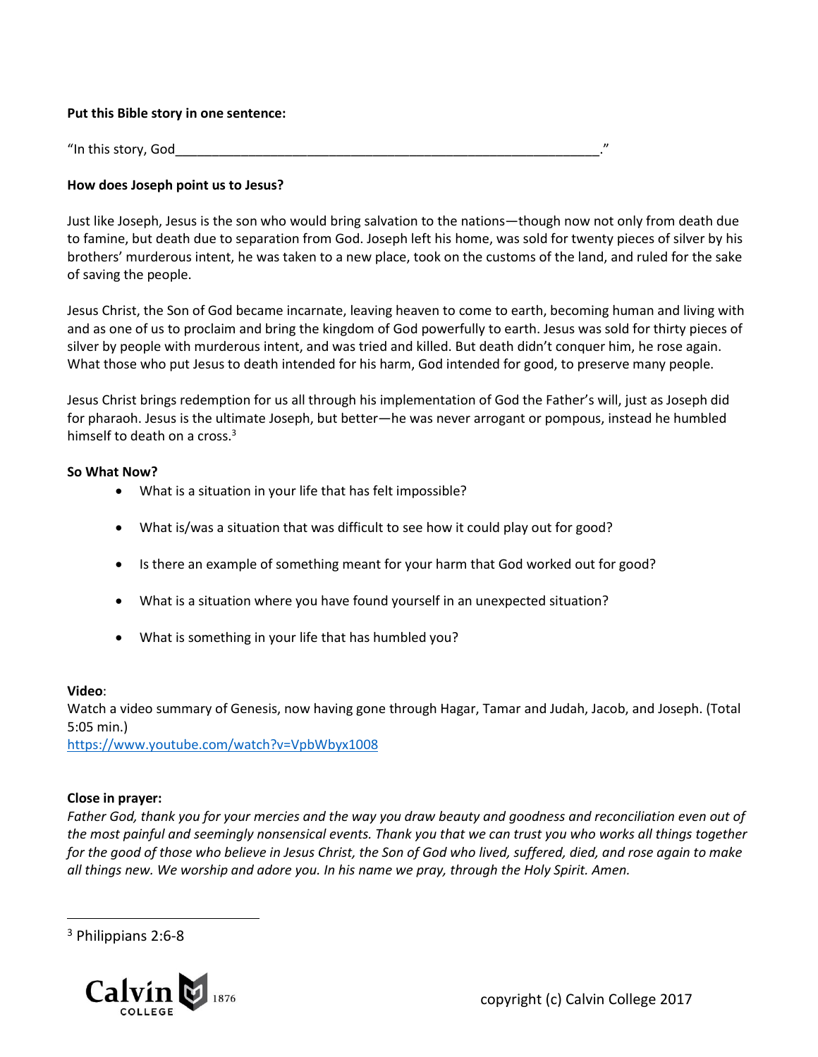**Put this Bible story in one sentence:**

"In this story, God\_\_\_\_\_\_\_\_\_\_\_\_\_\_\_\_\_\_\_\_\_\_\_\_\_\_\_\_\_\_\_\_\_\_\_\_\_\_\_\_\_\_\_\_\_\_\_\_\_\_\_\_\_\_\_\_\_\_\_\_\_\_."

**How does Joseph point us to Jesus?**

Just like Joseph, Jesus is the son who would bring salvation to the nations—though now not only from death due to famine, but death due to separation from God. Joseph left his home, was sold for twenty pieces of silver by his brothers' murderous intent, he was taken to a new place, took on the customs of the land, and ruled for the sake of saving the people.

Jesus Christ, the Son of God became incarnate, leaving heaven to come to earth, becoming human and living with and as one of us to proclaim and bring the kingdom of God powerfully to earth. Jesus was sold for thirty pieces of silver by people with murderous intent, and was tried and killed. But death didn't conquer him, he rose again. What those who put Jesus to death intended for his harm, God intended for good, to preserve many people.

Jesus Christ brings redemption for us all through his implementation of God the Father's will, just as Joseph did for pharaoh. Jesus is the ultimate Joseph, but better—he was never arrogant or pompous, instead he humbled himself to death on a cross.[3]

**So What Now?**

- What is a situation in your life that has felt impossible?
- What is/was a situation that was difficult to see how it could play out for good?
- Is there an example of something meant for your harm that God worked out for good?
- What is a situation where you have found yourself in an unexpected situation?
- What is something in your life that has humbled you?

**Video**:
Watch a video summary of Genesis, now having gone through Hagar, Tamar and Judah, Jacob, and Joseph. (Total 5:05 min.)
https://www.youtube.com/watch?v=VpbWbyx1008

**Close in prayer:**
*Father God, thank you for your mercies and the way you draw beauty and goodness and reconciliation even out of the most painful and seemingly nonsensical events. Thank you that we can trust you who works all things together for the good of those who believe in Jesus Christ, the Son of God who lived, suffered, died, and rose again to make all things new. We worship and adore you. In his name we pray, through the Holy Spirit. Amen.*

[3] Philippians 2:6-8

Calvin College 1876

copyright (c) Calvin College 2017